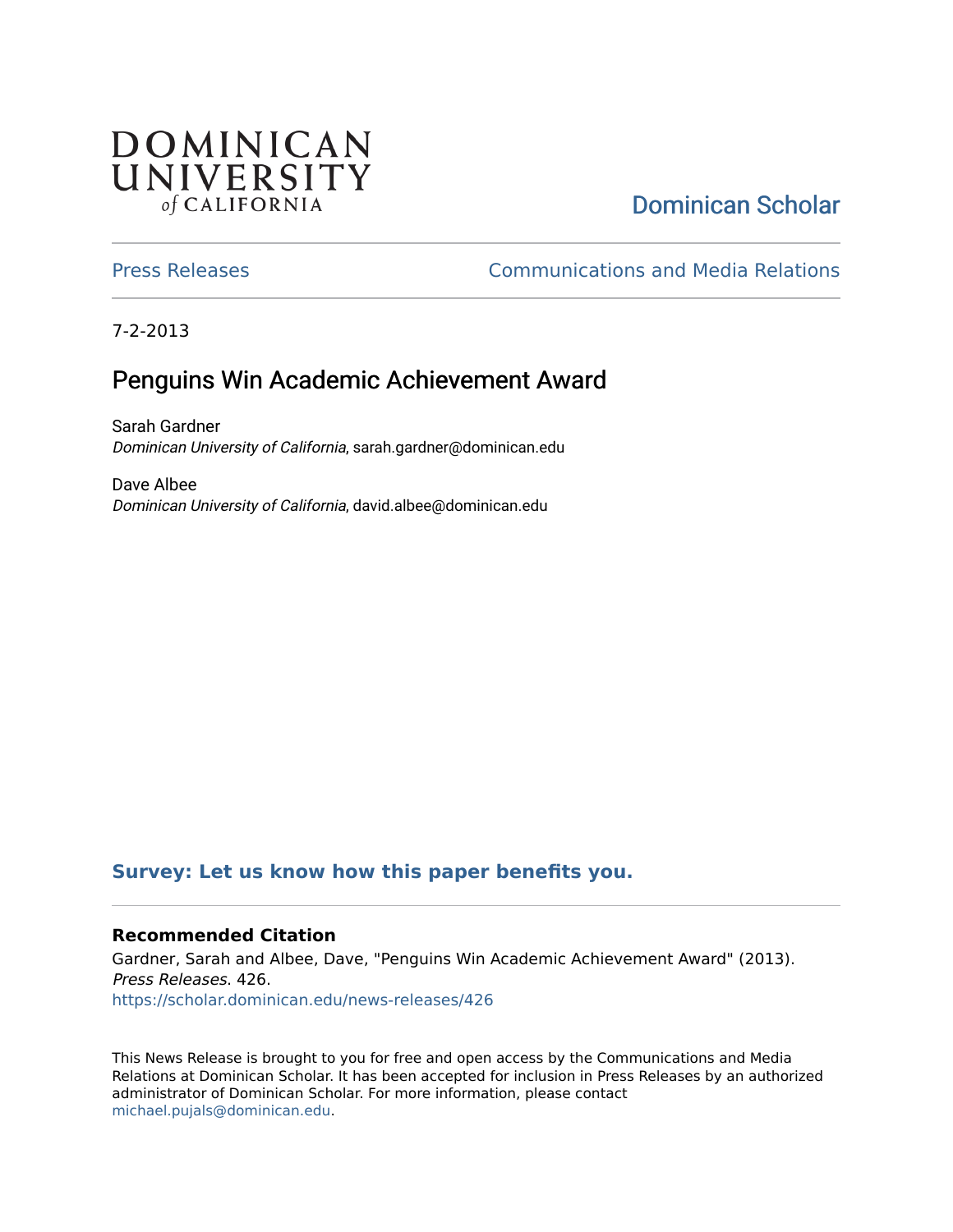DOMINICAN UNIVERSITY *of* CALIFORNIA

Dominican Scholar

Press Releases

Communications and Media Relations

7-2-2013

# Penguins Win Academic Achievement Award

Sarah Gardner
*Dominican University of California*, sarah.gardner@dominican.edu

Dave Albee
*Dominican University of California*, david.albee@dominican.edu

**Survey: Let us know how this paper benefits you.**

### Recommended Citation

Gardner, Sarah and Albee, Dave, "Penguins Win Academic Achievement Award" (2013). *Press Releases*. 426.
https://scholar.dominican.edu/news-releases/426

This News Release is brought to you for free and open access by the Communications and Media Relations at Dominican Scholar. It has been accepted for inclusion in Press Releases by an authorized administrator of Dominican Scholar. For more information, please contact michael.pujals@dominican.edu.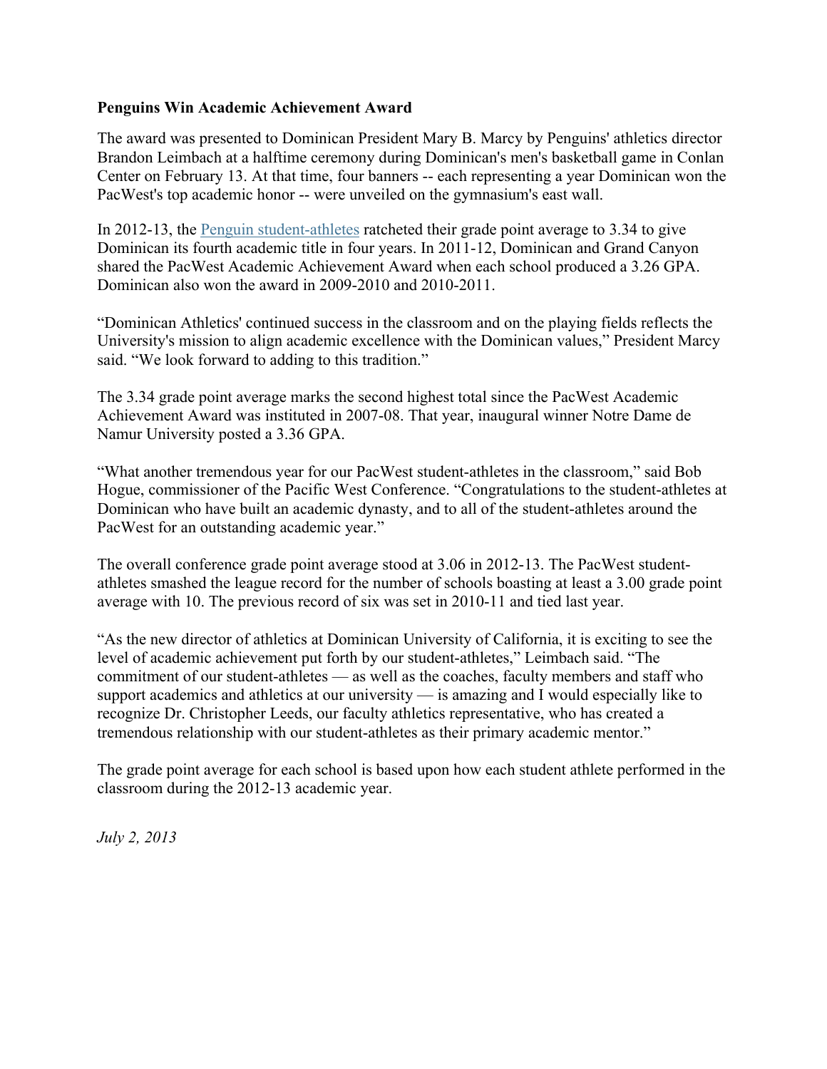**Penguins Win Academic Achievement Award**

The award was presented to Dominican President Mary B. Marcy by Penguins' athletics director Brandon Leimbach at a halftime ceremony during Dominican's men's basketball game in Conlan Center on February 13. At that time, four banners -- each representing a year Dominican won the PacWest's top academic honor -- were unveiled on the gymnasium's east wall.

In 2012-13, the Penguin student-athletes ratcheted their grade point average to 3.34 to give Dominican its fourth academic title in four years. In 2011-12, Dominican and Grand Canyon shared the PacWest Academic Achievement Award when each school produced a 3.26 GPA. Dominican also won the award in 2009-2010 and 2010-2011.

"Dominican Athletics' continued success in the classroom and on the playing fields reflects the University's mission to align academic excellence with the Dominican values," President Marcy said. "We look forward to adding to this tradition."

The 3.34 grade point average marks the second highest total since the PacWest Academic Achievement Award was instituted in 2007-08. That year, inaugural winner Notre Dame de Namur University posted a 3.36 GPA.

"What another tremendous year for our PacWest student-athletes in the classroom," said Bob Hogue, commissioner of the Pacific West Conference. "Congratulations to the student-athletes at Dominican who have built an academic dynasty, and to all of the student-athletes around the PacWest for an outstanding academic year."

The overall conference grade point average stood at 3.06 in 2012-13. The PacWest student-athletes smashed the league record for the number of schools boasting at least a 3.00 grade point average with 10. The previous record of six was set in 2010-11 and tied last year.

"As the new director of athletics at Dominican University of California, it is exciting to see the level of academic achievement put forth by our student-athletes," Leimbach said. "The commitment of our student-athletes — as well as the coaches, faculty members and staff who support academics and athletics at our university — is amazing and I would especially like to recognize Dr. Christopher Leeds, our faculty athletics representative, who has created a tremendous relationship with our student-athletes as their primary academic mentor."

The grade point average for each school is based upon how each student athlete performed in the classroom during the 2012-13 academic year.

*July 2, 2013*